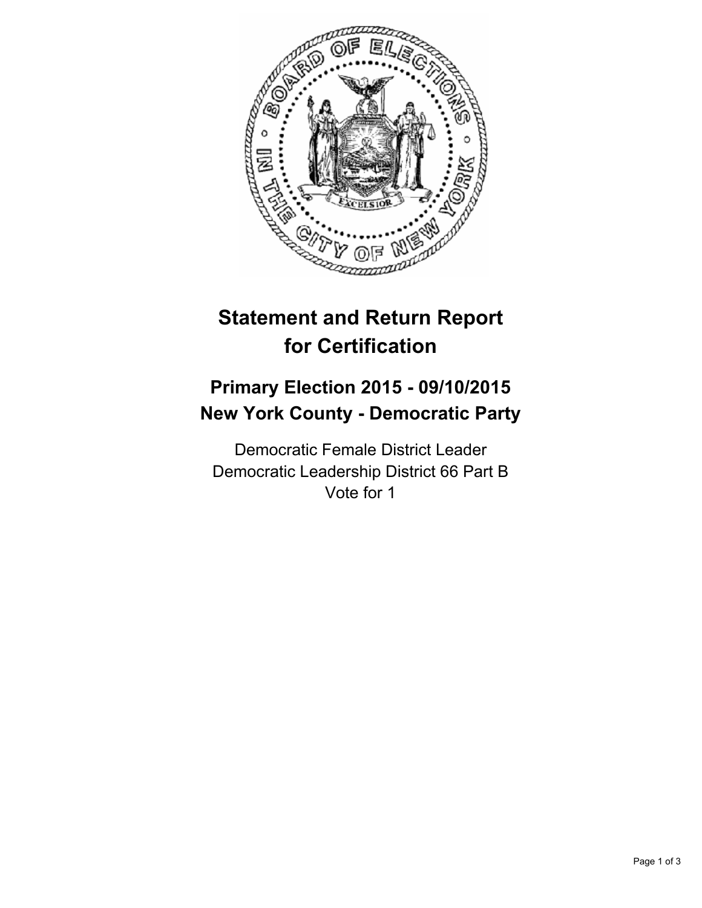# Statement and Return Report for Certification

## Primary Election 2015 - 09/10/2015
## New York County - Democratic Party

Democratic Female District Leader
Democratic Leadership District 66 Part B
Vote for 1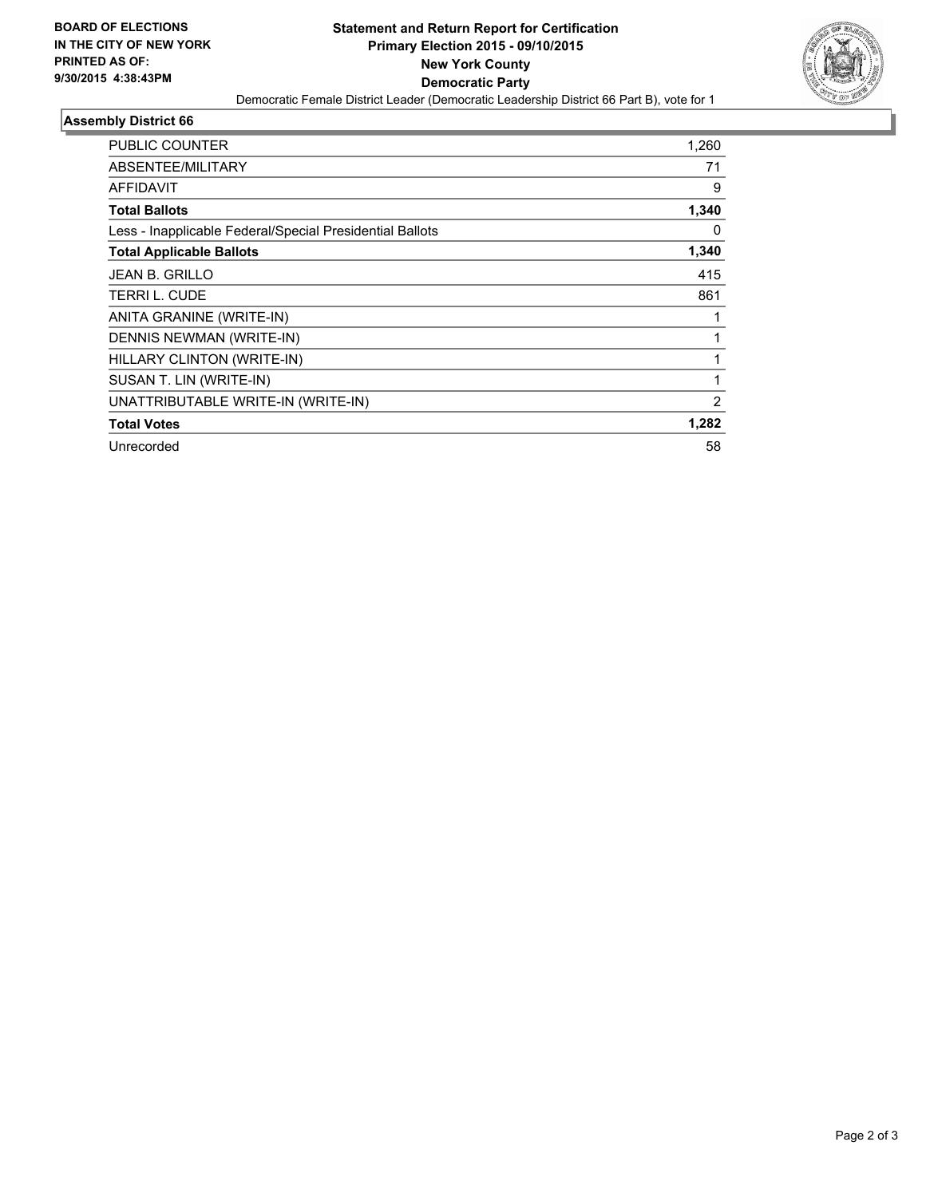**BOARD OF ELECTIONS IN THE CITY OF NEW YORK PRINTED AS OF: 9/30/2015 4:38:43PM**

**Statement and Return Report for Certification**
**Primary Election 2015 - 09/10/2015**
**New York County**
**Democratic Party**

Democratic Female District Leader (Democratic Leadership District 66 Part B), vote for 1

### Assembly District 66

| | |
|---|---|
| PUBLIC COUNTER | 1,260 |
| ABSENTEE/MILITARY | 71 |
| AFFIDAVIT | 9 |
| **Total Ballots** | **1,340** |
| Less - Inapplicable Federal/Special Presidential Ballots | 0 |
| **Total Applicable Ballots** | **1,340** |
| JEAN B. GRILLO | 415 |
| TERRI L. CUDE | 861 |
| ANITA GRANINE (WRITE-IN) | 1 |
| DENNIS NEWMAN (WRITE-IN) | 1 |
| HILLARY CLINTON (WRITE-IN) | 1 |
| SUSAN T. LIN (WRITE-IN) | 1 |
| UNATTRIBUTABLE WRITE-IN (WRITE-IN) | 2 |
| **Total Votes** | **1,282** |
| Unrecorded | 58 |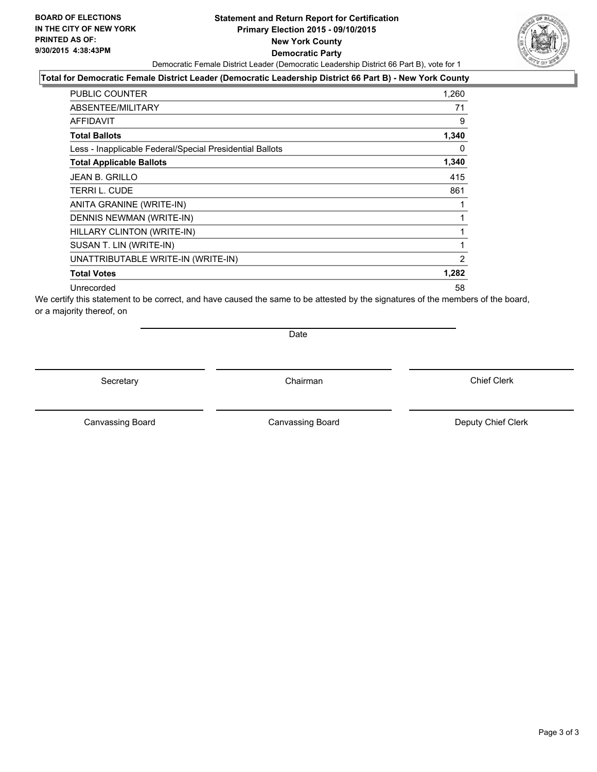**BOARD OF ELECTIONS IN THE CITY OF NEW YORK**
**PRINTED AS OF:**
**9/30/2015 4:38:43PM**

# Statement and Return Report for Certification
## Primary Election 2015 - 09/10/2015
## New York County
## Democratic Party

Democratic Female District Leader (Democratic Leadership District 66 Part B), vote for 1

**Total for Democratic Female District Leader (Democratic Leadership District 66 Part B) - New York County**

| | |
|---|---|
| PUBLIC COUNTER | 1,260 |
| ABSENTEE/MILITARY | 71 |
| AFFIDAVIT | 9 |
| **Total Ballots** | **1,340** |
| Less - Inapplicable Federal/Special Presidential Ballots | 0 |
| **Total Applicable Ballots** | **1,340** |
| JEAN B. GRILLO | 415 |
| TERRI L. CUDE | 861 |
| ANITA GRANINE (WRITE-IN) | 1 |
| DENNIS NEWMAN (WRITE-IN) | 1 |
| HILLARY CLINTON (WRITE-IN) | 1 |
| SUSAN T. LIN (WRITE-IN) | 1 |
| UNATTRIBUTABLE WRITE-IN (WRITE-IN) | 2 |
| **Total Votes** | **1,282** |
| Unrecorded | 58 |

We certify this statement to be correct, and have caused the same to be attested by the signatures of the members of the board, or a majority thereof, on

Date

Secretary

Chairman

Chief Clerk

Canvassing Board

Canvassing Board

Deputy Chief Clerk